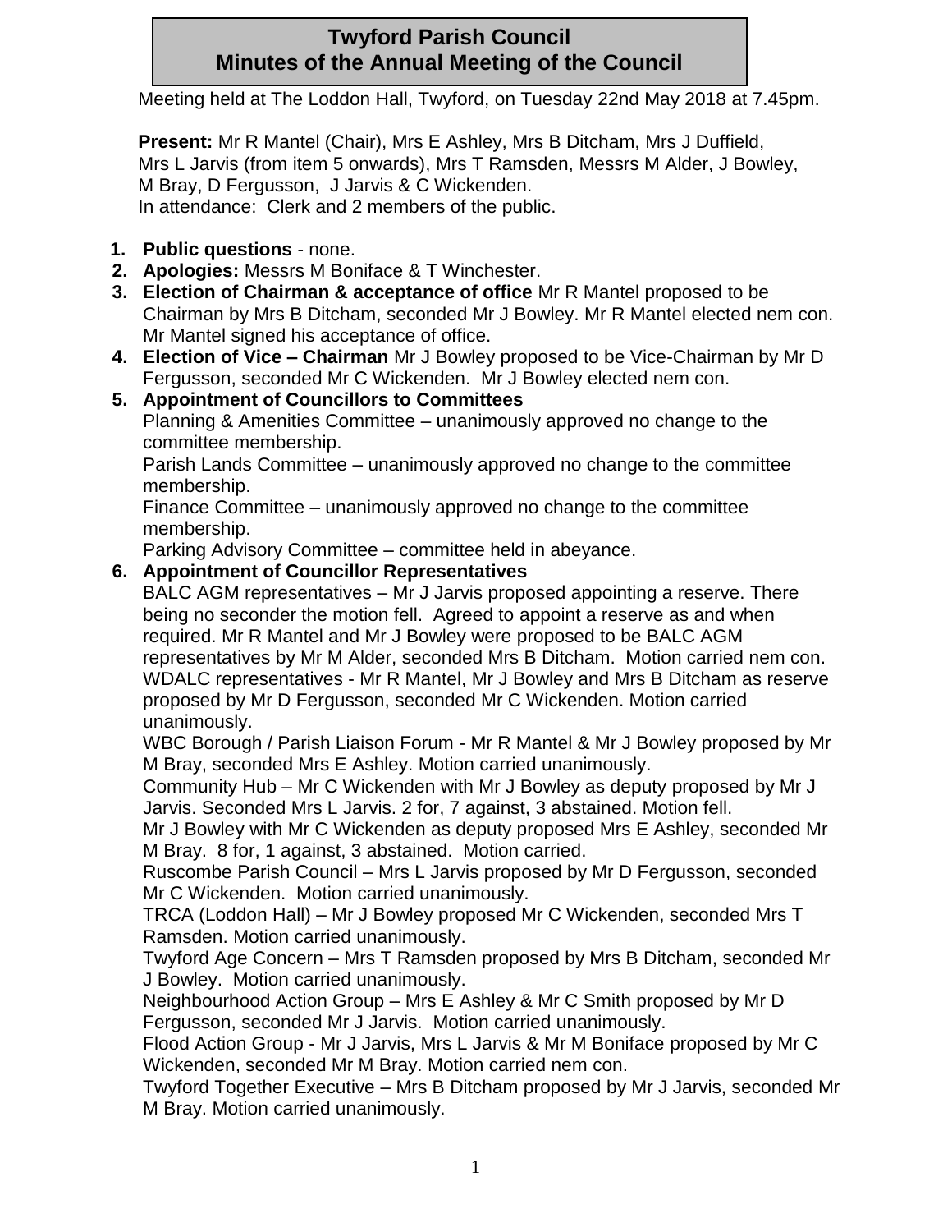# Twyford Parish Council
## Minutes of the Annual Meeting of the Council

Meeting held at The Loddon Hall, Twyford, on Tuesday 22nd May 2018 at 7.45pm.

**Present:** Mr R Mantel (Chair), Mrs E Ashley, Mrs B Ditcham, Mrs J Duffield, Mrs L Jarvis (from item 5 onwards), Mrs T Ramsden, Messrs M Alder, J Bowley, M Bray, D Fergusson, J Jarvis & C Wickenden.
In attendance: Clerk and 2 members of the public.

1. **Public questions** - none.
2. **Apologies:** Messrs M Boniface & T Winchester.
3. **Election of Chairman & acceptance of office** Mr R Mantel proposed to be Chairman by Mrs B Ditcham, seconded Mr J Bowley. Mr R Mantel elected nem con. Mr Mantel signed his acceptance of office.
4. **Election of Vice – Chairman** Mr J Bowley proposed to be Vice-Chairman by Mr D Fergusson, seconded Mr C Wickenden. Mr J Bowley elected nem con.
5. **Appointment of Councillors to Committees**
   Planning & Amenities Committee – unanimously approved no change to the committee membership.
   Parish Lands Committee – unanimously approved no change to the committee membership.
   Finance Committee – unanimously approved no change to the committee membership.
   Parking Advisory Committee – committee held in abeyance.
6. **Appointment of Councillor Representatives**
   BALC AGM representatives – Mr J Jarvis proposed appointing a reserve. There being no seconder the motion fell. Agreed to appoint a reserve as and when required. Mr R Mantel and Mr J Bowley were proposed to be BALC AGM representatives by Mr M Alder, seconded Mrs B Ditcham. Motion carried nem con.
   WDALC representatives - Mr R Mantel, Mr J Bowley and Mrs B Ditcham as reserve proposed by Mr D Fergusson, seconded Mr C Wickenden. Motion carried unanimously.
   WBC Borough / Parish Liaison Forum - Mr R Mantel & Mr J Bowley proposed by Mr M Bray, seconded Mrs E Ashley. Motion carried unanimously.
   Community Hub – Mr C Wickenden with Mr J Bowley as deputy proposed by Mr J Jarvis. Seconded Mrs L Jarvis. 2 for, 7 against, 3 abstained. Motion fell.
   Mr J Bowley with Mr C Wickenden as deputy proposed Mrs E Ashley, seconded Mr M Bray. 8 for, 1 against, 3 abstained. Motion carried.
   Ruscombe Parish Council – Mrs L Jarvis proposed by Mr D Fergusson, seconded Mr C Wickenden. Motion carried unanimously.
   TRCA (Loddon Hall) – Mr J Bowley proposed Mr C Wickenden, seconded Mrs T Ramsden. Motion carried unanimously.
   Twyford Age Concern – Mrs T Ramsden proposed by Mrs B Ditcham, seconded Mr J Bowley. Motion carried unanimously.
   Neighbourhood Action Group – Mrs E Ashley & Mr C Smith proposed by Mr D Fergusson, seconded Mr J Jarvis. Motion carried unanimously.
   Flood Action Group - Mr J Jarvis, Mrs L Jarvis & Mr M Boniface proposed by Mr C Wickenden, seconded Mr M Bray. Motion carried nem con.
   Twyford Together Executive – Mrs B Ditcham proposed by Mr J Jarvis, seconded Mr M Bray. Motion carried unanimously.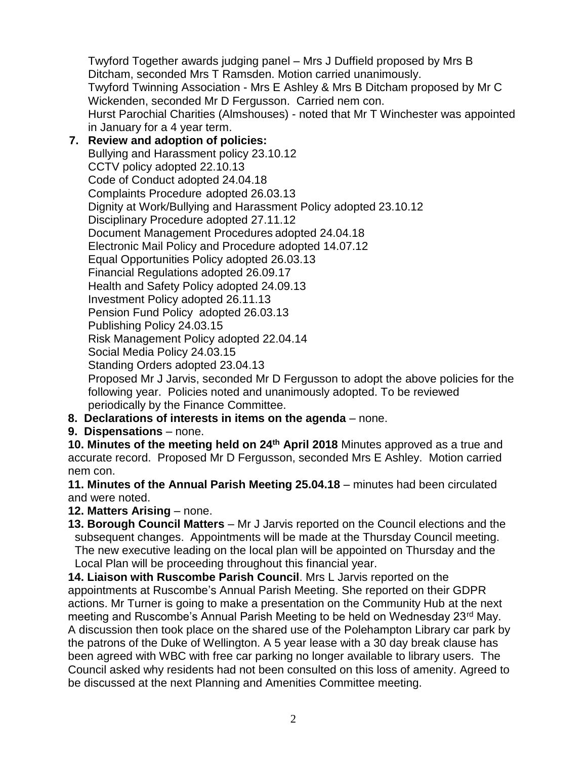Twyford Together awards judging panel – Mrs J Duffield proposed by Mrs B Ditcham, seconded Mrs T Ramsden. Motion carried unanimously.
Twyford Twinning Association - Mrs E Ashley & Mrs B Ditcham proposed by Mr C Wickenden, seconded Mr D Fergusson. Carried nem con.
Hurst Parochial Charities (Almshouses) - noted that Mr T Winchester was appointed in January for a 4 year term.

**7. Review and adoption of policies:**

Bullying and Harassment policy 23.10.12
CCTV policy adopted 22.10.13
Code of Conduct adopted 24.04.18
Complaints Procedure adopted 26.03.13
Dignity at Work/Bullying and Harassment Policy adopted 23.10.12
Disciplinary Procedure adopted 27.11.12
Document Management Procedures adopted 24.04.18
Electronic Mail Policy and Procedure adopted 14.07.12
Equal Opportunities Policy adopted 26.03.13
Financial Regulations adopted 26.09.17
Health and Safety Policy adopted 24.09.13
Investment Policy adopted 26.11.13
Pension Fund Policy adopted 26.03.13
Publishing Policy 24.03.15
Risk Management Policy adopted 22.04.14
Social Media Policy 24.03.15
Standing Orders adopted 23.04.13

Proposed Mr J Jarvis, seconded Mr D Fergusson to adopt the above policies for the following year. Policies noted and unanimously adopted. To be reviewed periodically by the Finance Committee.

**8. Declarations of interests in items on the agenda** – none.

**9. Dispensations** – none.

**10. Minutes of the meeting held on 24th April 2018** Minutes approved as a true and accurate record. Proposed Mr D Fergusson, seconded Mrs E Ashley. Motion carried nem con.

**11. Minutes of the Annual Parish Meeting 25.04.18** – minutes had been circulated and were noted.

**12. Matters Arising** – none.

**13. Borough Council Matters** – Mr J Jarvis reported on the Council elections and the subsequent changes. Appointments will be made at the Thursday Council meeting. The new executive leading on the local plan will be appointed on Thursday and the Local Plan will be proceeding throughout this financial year.

**14. Liaison with Ruscombe Parish Council**. Mrs L Jarvis reported on the appointments at Ruscombe's Annual Parish Meeting. She reported on their GDPR actions. Mr Turner is going to make a presentation on the Community Hub at the next meeting and Ruscombe's Annual Parish Meeting to be held on Wednesday 23rd May. A discussion then took place on the shared use of the Polehampton Library car park by the patrons of the Duke of Wellington. A 5 year lease with a 30 day break clause has been agreed with WBC with free car parking no longer available to library users. The Council asked why residents had not been consulted on this loss of amenity. Agreed to be discussed at the next Planning and Amenities Committee meeting.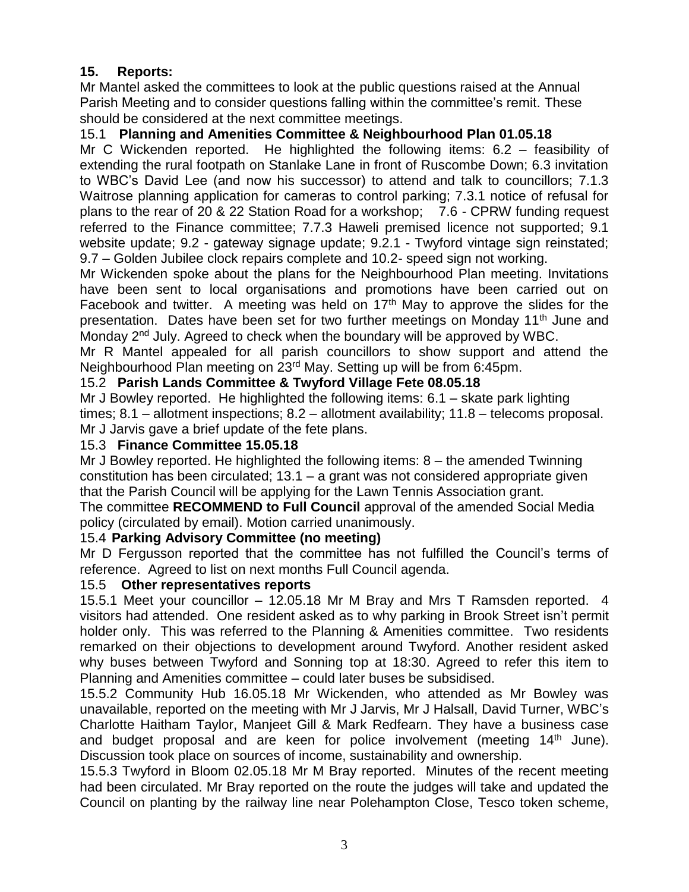## 15. Reports:

Mr Mantel asked the committees to look at the public questions raised at the Annual Parish Meeting and to consider questions falling within the committee's remit. These should be considered at the next committee meetings.

### 15.1 Planning and Amenities Committee & Neighbourhood Plan 01.05.18

Mr C Wickenden reported. He highlighted the following items: 6.2 – feasibility of extending the rural footpath on Stanlake Lane in front of Ruscombe Down; 6.3 invitation to WBC's David Lee (and now his successor) to attend and talk to councillors; 7.1.3 Waitrose planning application for cameras to control parking; 7.3.1 notice of refusal for plans to the rear of 20 & 22 Station Road for a workshop; 7.6 - CPRW funding request referred to the Finance committee; 7.7.3 Haweli premised licence not supported; 9.1 website update; 9.2 - gateway signage update; 9.2.1 - Twyford vintage sign reinstated; 9.7 – Golden Jubilee clock repairs complete and 10.2- speed sign not working.

Mr Wickenden spoke about the plans for the Neighbourhood Plan meeting. Invitations have been sent to local organisations and promotions have been carried out on Facebook and twitter. A meeting was held on 17th May to approve the slides for the presentation. Dates have been set for two further meetings on Monday 11th June and Monday 2nd July. Agreed to check when the boundary will be approved by WBC.

Mr R Mantel appealed for all parish councillors to show support and attend the Neighbourhood Plan meeting on 23rd May. Setting up will be from 6:45pm.

### 15.2 Parish Lands Committee & Twyford Village Fete 08.05.18

Mr J Bowley reported. He highlighted the following items: 6.1 – skate park lighting times; 8.1 – allotment inspections; 8.2 – allotment availability; 11.8 – telecoms proposal. Mr J Jarvis gave a brief update of the fete plans.

### 15.3 Finance Committee 15.05.18

Mr J Bowley reported. He highlighted the following items: 8 – the amended Twinning constitution has been circulated; 13.1 – a grant was not considered appropriate given that the Parish Council will be applying for the Lawn Tennis Association grant.

The committee **RECOMMEND to Full Council** approval of the amended Social Media policy (circulated by email). Motion carried unanimously.

### 15.4 Parking Advisory Committee (no meeting)

Mr D Fergusson reported that the committee has not fulfilled the Council's terms of reference. Agreed to list on next months Full Council agenda.

### 15.5 Other representatives reports

15.5.1 Meet your councillor – 12.05.18 Mr M Bray and Mrs T Ramsden reported. 4 visitors had attended. One resident asked as to why parking in Brook Street isn't permit holder only. This was referred to the Planning & Amenities committee. Two residents remarked on their objections to development around Twyford. Another resident asked why buses between Twyford and Sonning top at 18:30. Agreed to refer this item to Planning and Amenities committee – could later buses be subsidised.

15.5.2 Community Hub 16.05.18 Mr Wickenden, who attended as Mr Bowley was unavailable, reported on the meeting with Mr J Jarvis, Mr J Halsall, David Turner, WBC's Charlotte Haitham Taylor, Manjeet Gill & Mark Redfearn. They have a business case and budget proposal and are keen for police involvement (meeting 14th June). Discussion took place on sources of income, sustainability and ownership.

15.5.3 Twyford in Bloom 02.05.18 Mr M Bray reported. Minutes of the recent meeting had been circulated. Mr Bray reported on the route the judges will take and updated the Council on planting by the railway line near Polehampton Close, Tesco token scheme,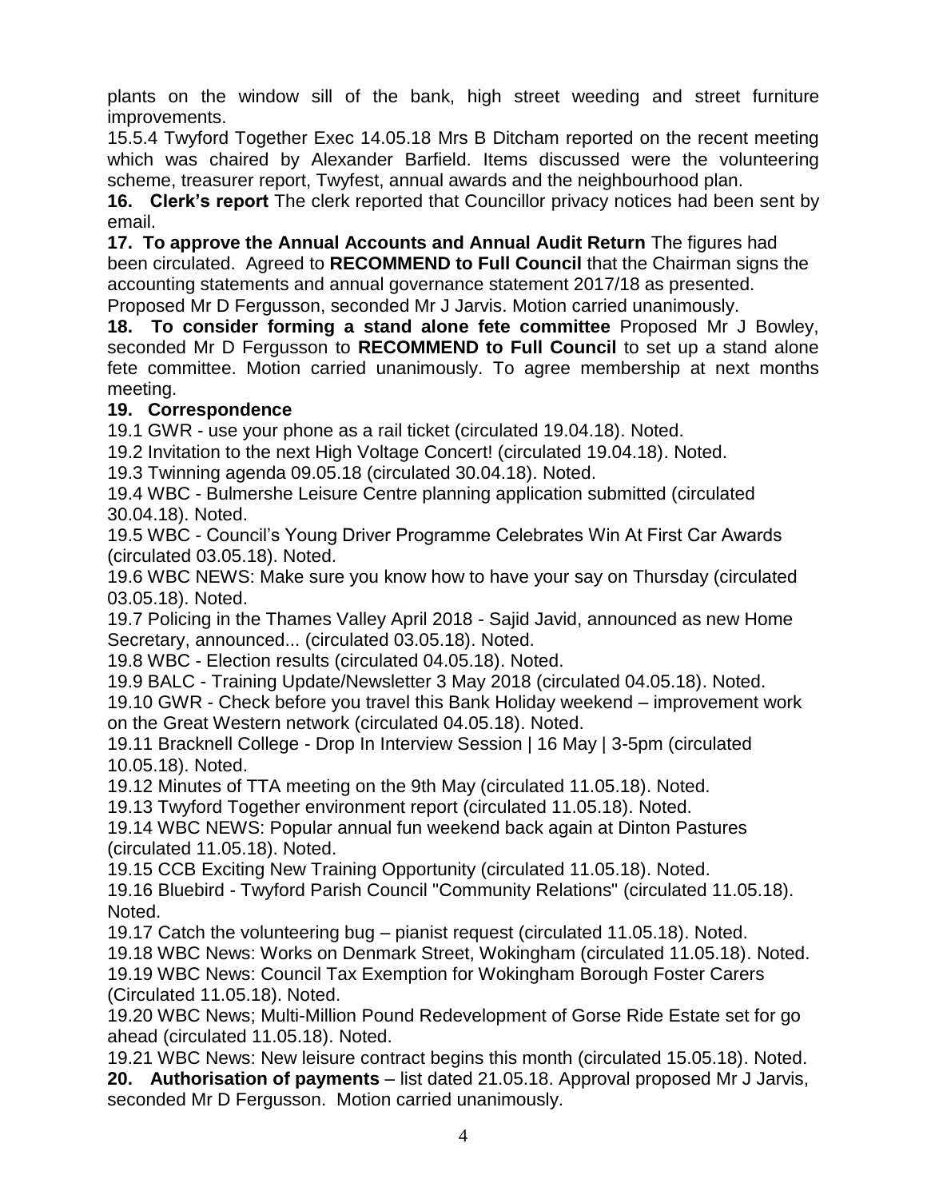plants on the window sill of the bank, high street weeding and street furniture improvements.

15.5.4 Twyford Together Exec 14.05.18 Mrs B Ditcham reported on the recent meeting which was chaired by Alexander Barfield. Items discussed were the volunteering scheme, treasurer report, Twyfest, annual awards and the neighbourhood plan.

**16. Clerk's report** The clerk reported that Councillor privacy notices had been sent by email.

**17. To approve the Annual Accounts and Annual Audit Return** The figures had been circulated. Agreed to **RECOMMEND to Full Council** that the Chairman signs the accounting statements and annual governance statement 2017/18 as presented. Proposed Mr D Fergusson, seconded Mr J Jarvis. Motion carried unanimously.

**18. To consider forming a stand alone fete committee** Proposed Mr J Bowley, seconded Mr D Fergusson to **RECOMMEND to Full Council** to set up a stand alone fete committee. Motion carried unanimously. To agree membership at next months meeting.

**19. Correspondence**

19.1 GWR - use your phone as a rail ticket (circulated 19.04.18). Noted.

19.2 Invitation to the next High Voltage Concert! (circulated 19.04.18). Noted.

19.3 Twinning agenda 09.05.18 (circulated 30.04.18). Noted.

19.4 WBC - Bulmershe Leisure Centre planning application submitted (circulated 30.04.18). Noted.

19.5 WBC - Council's Young Driver Programme Celebrates Win At First Car Awards (circulated 03.05.18). Noted.

19.6 WBC NEWS: Make sure you know how to have your say on Thursday (circulated 03.05.18). Noted.

19.7 Policing in the Thames Valley April 2018 - Sajid Javid, announced as new Home Secretary, announced... (circulated 03.05.18). Noted.

19.8 WBC - Election results (circulated 04.05.18). Noted.

19.9 BALC - Training Update/Newsletter 3 May 2018 (circulated 04.05.18). Noted.

19.10 GWR - Check before you travel this Bank Holiday weekend – improvement work on the Great Western network (circulated 04.05.18). Noted.

19.11 Bracknell College - Drop In Interview Session | 16 May | 3-5pm (circulated 10.05.18). Noted.

19.12 Minutes of TTA meeting on the 9th May (circulated 11.05.18). Noted.

19.13 Twyford Together environment report (circulated 11.05.18). Noted.

19.14 WBC NEWS: Popular annual fun weekend back again at Dinton Pastures (circulated 11.05.18). Noted.

19.15 CCB Exciting New Training Opportunity (circulated 11.05.18). Noted.

19.16 Bluebird - Twyford Parish Council "Community Relations" (circulated 11.05.18). Noted.

19.17 Catch the volunteering bug – pianist request (circulated 11.05.18). Noted.

19.18 WBC News: Works on Denmark Street, Wokingham (circulated 11.05.18). Noted.

19.19 WBC News: Council Tax Exemption for Wokingham Borough Foster Carers (Circulated 11.05.18). Noted.

19.20 WBC News; Multi-Million Pound Redevelopment of Gorse Ride Estate set for go ahead (circulated 11.05.18). Noted.

19.21 WBC News: New leisure contract begins this month (circulated 15.05.18). Noted.

**20. Authorisation of payments** – list dated 21.05.18. Approval proposed Mr J Jarvis, seconded Mr D Fergusson. Motion carried unanimously.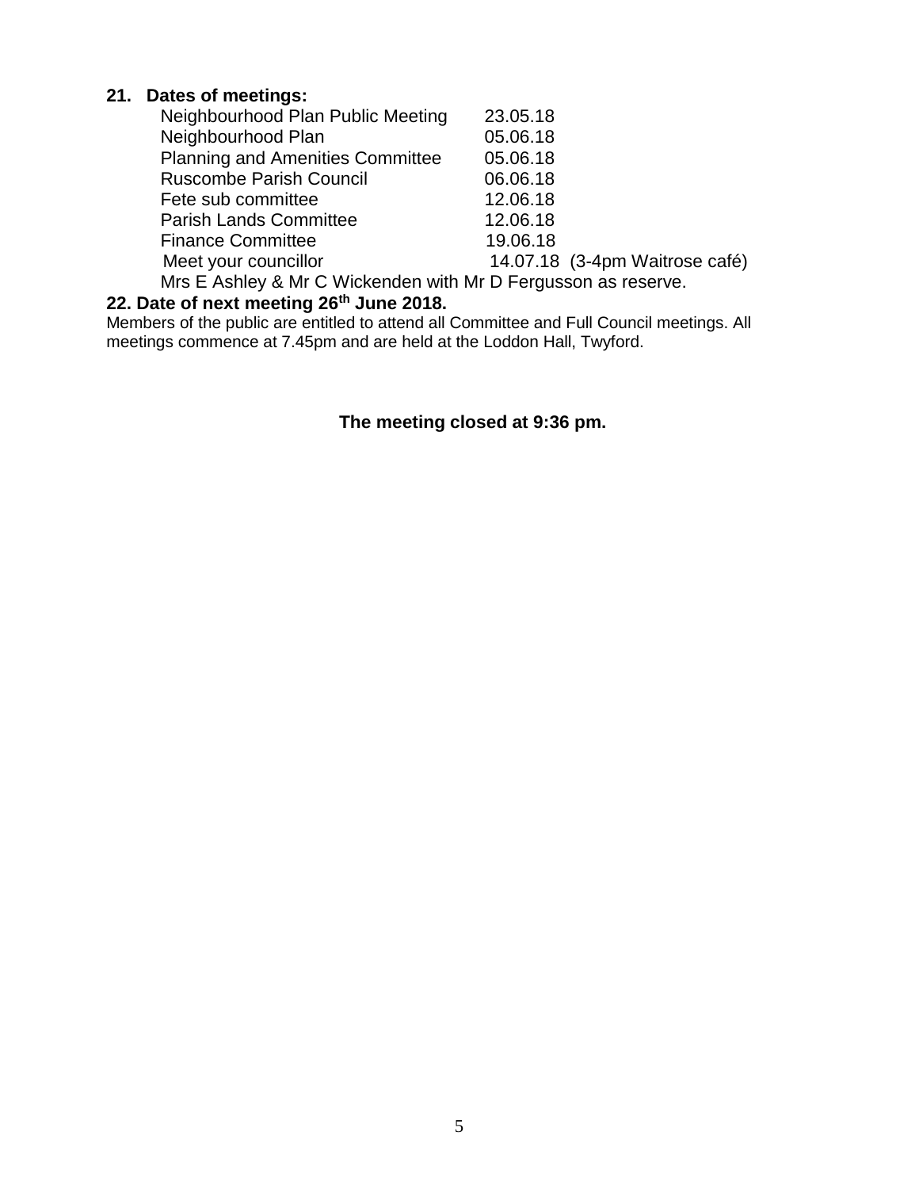**21. Dates of meetings:**

| | |
|---|---|
| Neighbourhood Plan Public Meeting | 23.05.18 |
| Neighbourhood Plan | 05.06.18 |
| Planning and Amenities Committee | 05.06.18 |
| Ruscombe Parish Council | 06.06.18 |
| Fete sub committee | 12.06.18 |
| Parish Lands Committee | 12.06.18 |
| Finance Committee | 19.06.18 |
| Meet your councillor | 14.07.18 (3-4pm Waitrose café) |

Mrs E Ashley & Mr C Wickenden with Mr D Fergusson as reserve.

**22. Date of next meeting 26th June 2018.**

Members of the public are entitled to attend all Committee and Full Council meetings. All meetings commence at 7.45pm and are held at the Loddon Hall, Twyford.

**The meeting closed at 9:36 pm.**